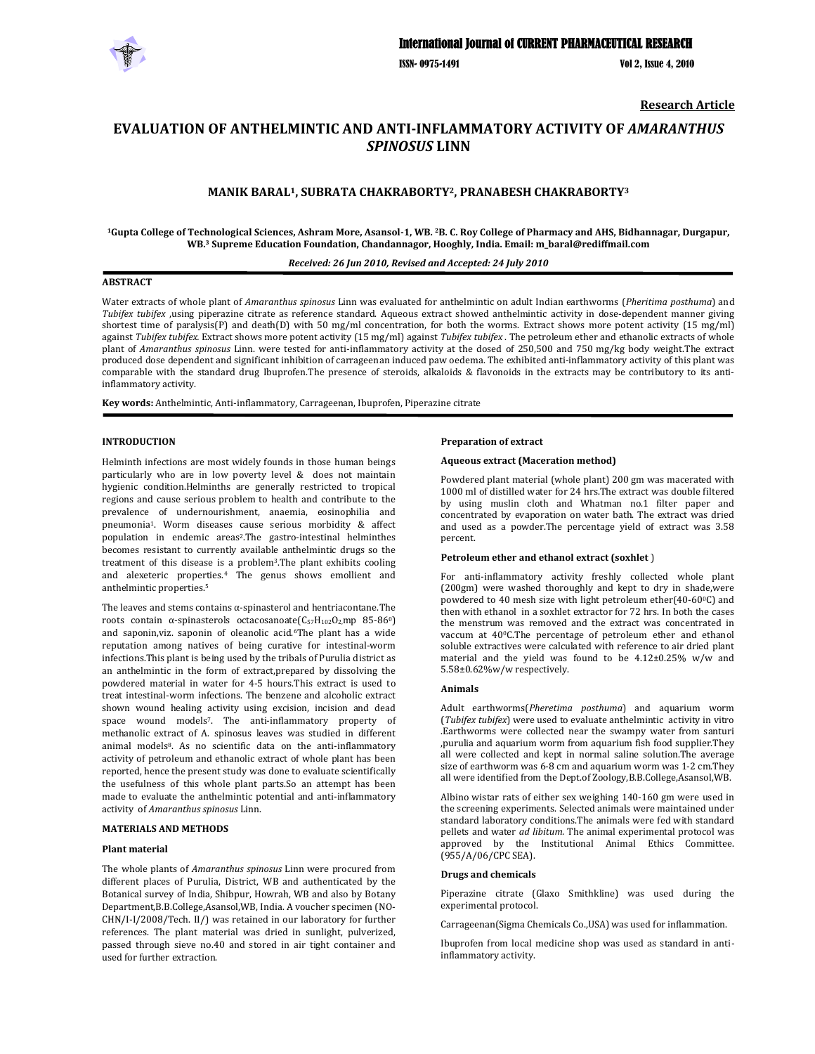**Research Article**

# EVALUATION OF ANTHELMINTIC AND ANTI-INFLAMMATORY ACTIVITY OF *AMARANTHUS SPINOSUS* LINN

**MANIK BARAL[1], SUBRATA CHAKRABORTY[2], PRANABESH CHAKRABORTY[3]**

[1]Gupta College of Technological Sciences, Ashram More, Asansol-1, WB. [2]B. C. Roy College of Pharmacy and AHS, Bidhannagar, Durgapur, WB.[3] Supreme Education Foundation, Chandannagor, Hooghly, India. Email: m_baral@rediffmail.com

*Received: 26 Jun 2010, Revised and Accepted: 24 July 2010*

## ABSTRACT

Water extracts of whole plant of *Amaranthus spinosus* Linn was evaluated for anthelmintic on adult Indian earthworms (*Pheritima posthuma*) and *Tubifex tubifex* ,using piperazine citrate as reference standard. Aqueous extract showed anthelmintic activity in dose-dependent manner giving shortest time of paralysis(P) and death(D) with 50 mg/ml concentration, for both the worms. Extract shows more potent activity (15 mg/ml) against *Tubifex tubifex*. Extract shows more potent activity (15 mg/ml) against *Tubifex tubifex* . The petroleum ether and ethanolic extracts of whole plant of *Amaranthus spinosus* Linn. were tested for anti-inflammatory activity at the dosed of 250,500 and 750 mg/kg body weight.The extract produced dose dependent and significant inhibition of carrageenan induced paw oedema. The exhibited anti-inflammatory activity of this plant was comparable with the standard drug Ibuprofen.The presence of steroids, alkaloids & flavonoids in the extracts may be contributory to its anti-inflammatory activity.

**Key words:** Anthelmintic, Anti-inflammatory, Carrageenan, Ibuprofen, Piperazine citrate

## INTRODUCTION

Helminth infections are most widely founds in those human beings particularly who are in low poverty level & does not maintain hygienic condition.Helminths are generally restricted to tropical regions and cause serious problem to health and contribute to the prevalence of undernourishment, anaemia, eosinophilia and pneumonia[1]. Worm diseases cause serious morbidity & affect population in endemic areas[2].The gastro-intestinal helminthes becomes resistant to currently available anthelmintic drugs so the treatment of this disease is a problem[3].The plant exhibits cooling and alexeteric properties.[4] The genus shows emollient and anthelmintic properties.[5]

The leaves and stems contains α-spinasterol and hentriacontane.The roots contain α-spinasterols octacosanoate($C_{57}H_{102}O_2$,mp 85-86$^0$) and saponin,viz. saponin of oleanolic acid.[6]The plant has a wide reputation among natives of being curative for intestinal-worm infections.This plant is being used by the tribals of Purulia district as an anthelmintic in the form of extract,prepared by dissolving the powdered material in water for 4-5 hours.This extract is used to treat intestinal-worm infections. The benzene and alcoholic extract shown wound healing activity using excision, incision and dead space wound models[7]. The anti-inflammatory property of methanolic extract of A. spinosus leaves was studied in different animal models[8]. As no scientific data on the anti-inflammatory activity of petroleum and ethanolic extract of whole plant has been reported, hence the present study was done to evaluate scientifically the usefulness of this whole plant parts.So an attempt has been made to evaluate the anthelmintic potential and anti-inflammatory activity of *Amaranthus spinosus* Linn.

## MATERIALS AND METHODS

### Plant material

The whole plants of *Amaranthus spinosus* Linn were procured from different places of Purulia, District, WB and authenticated by the Botanical survey of India, Shibpur, Howrah, WB and also by Botany Department,B.B.College,Asansol,WB, India. A voucher specimen (NO-CHN/I-I/2008/Tech. II/) was retained in our laboratory for further references. The plant material was dried in sunlight, pulverized, passed through sieve no.40 and stored in air tight container and used for further extraction.

### Preparation of extract

#### Aqueous extract (Maceration method)

Powdered plant material (whole plant) 200 gm was macerated with 1000 ml of distilled water for 24 hrs.The extract was double filtered by using muslin cloth and Whatman no.1 filter paper and concentrated by evaporation on water bath. The extract was dried and used as a powder.The percentage yield of extract was 3.58 percent.

#### Petroleum ether and ethanol extract (soxhlet )

For anti-inflammatory activity freshly collected whole plant (200gm) were washed thoroughly and kept to dry in shade,were powdered to 40 mesh size with light petroleum ether(40-60$^0$C) and then with ethanol in a soxhlet extractor for 72 hrs. In both the cases the menstrum was removed and the extract was concentrated in vaccum at 40$^0$C.The percentage of petroleum ether and ethanol soluble extractives were calculated with reference to air dried plant material and the yield was found to be 4.12±0.25% w/w and 5.58±0.62%w/w respectively.

### Animals

Adult earthworms(*Pheretima posthuma*) and aquarium worm (*Tubifex tubifex*) were used to evaluate anthelmintic activity in vitro .Earthworms were collected near the swampy water from santuri ,purulia and aquarium worm from aquarium fish food supplier.They all were collected and kept in normal saline solution.The average size of earthworm was 6-8 cm and aquarium worm was 1-2 cm.They all were identified from the Dept.of Zoology,B.B.College,Asansol,WB.

Albino wistar rats of either sex weighing 140-160 gm were used in the screening experiments. Selected animals were maintained under standard laboratory conditions.The animals were fed with standard pellets and water *ad libitum*. The animal experimental protocol was approved by the Institutional Animal Ethics Committee. (955/A/06/CPC SEA).

### Drugs and chemicals

Piperazine citrate (Glaxo Smithkline) was used during the experimental protocol.

Carrageenan(Sigma Chemicals Co.,USA) was used for inflammation.

Ibuprofen from local medicine shop was used as standard in anti-inflammatory activity.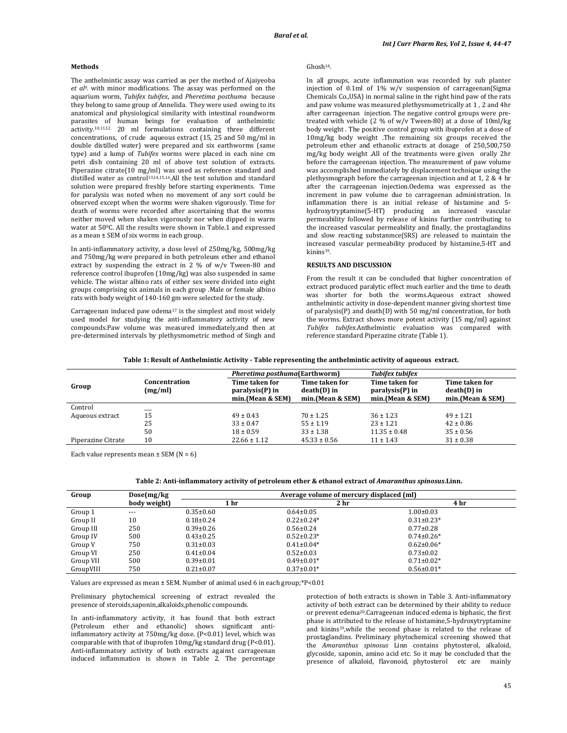### Methods

The anthelmintic assay was carried as per the method of Ajaiyeoba *et al*[9]. with minor modifications. The assay was performed on the aquarium worm, *Tubifex tubifex*, and *Pheretima posthuma* because they belong to same group of Annelida. They were used owing to its anatomical and physiological similarity with intestinal roundworm parasites of human beings for evaluation of anthelmintic activity.[10,11,12] 20 ml formulations containing three different concentrations, of crude aqueous extract (15, 25 and 50 mg/ml in double distilled water) were prepared and six earthworms (same type) and a lump of *Tubifex* worms were placed in each nine cm petri dish containing 20 ml of above test solution of extracts. Piperazine citrate(10 mg/ml) was used as reference standard and distilled water as control[13,14,15,16].All the test solution and standard solution were prepared freshly before starting experiments. Time for paralysis was noted when no movement of any sort could be observed except when the worms were shaken vigorously. Time for death of worms were recorded after ascertaining that the worms neither moved when shaken vigorously nor when dipped in warm water at 50°C. All the results were shown in Table.1 and expressed as a mean ± SEM of six worms in each group.

In anti-inflammatory activity, a dose level of 250mg/kg, 500mg/kg and 750mg/kg were prepared in both petroleum ether and ethanol extract by suspending the extract in 2 % of w/v Tween-80 and reference control ibuprofen (10mg/kg) was also suspended in same vehicle. The wistar albino rats of either sex were divided into eight groups comprising six animals in each group .Male or female albino rats with body weight of 140-160 gm were selected for the study.

Carrageenan induced paw odema[17] is the simplest and most widely used model for studying the anti-inflammatory activity of new compounds.Paw volume was measured immediately,and then at pre-determined intervals by plethysmometric method of Singh and Ghosh[18].

In all groups, acute inflammation was recorded by sub planter injection of 0.1ml of 1% w/v suspension of carrageenan(Sigma Chemicals Co.,USA) in normal saline in the right hind paw of the rats and paw volume was measured plethysmometrically at 1 , 2 and 4hr after carrageenan injection. The negative control groups were pre-treated with vehicle (2 % of w/v Tween-80) at a dose of 10ml/kg body weight . The positive control group with ibuprofen at a dose of 10mg/kg body weight .The remaining six groups received the petroleum ether and ethanolic extracts at dosage of 250,500,750 mg/kg body weight .All of the treatments were given orally 2hr before the carrageenan injection. The measurement of paw volume was accomplished immediately by displacement technique using the plethysmograph before the carrageenan injection and at 1, 2 & 4 hr after the carrageenan injection.Oedema was expressed as the increment in paw volume due to carrageenan administration. In inflammation there is an initial release of histamine and 5-hydroxytryptamine(5-HT) producing an increased vascular permeability followed by release of kinins further contributing to the increased vascular permeability and finally, the prostaglandins and slow reacting substanmce(SRS) are released to maintain the increased vascular permeability produced by histamine,5-HT and kinins[19].

### RESULTS AND DISCUSSION

From the result it can be concluded that higher concentration of extract produced paralytic effect much earlier and the time to death was shorter for both the worms.Aqueous extract showed anthelmintic activity in dose-dependent manner giving shortest time of paralysis(P) and death(D) with 50 mg/ml concentration, for both the worms. Extract shows more potent activity (15 mg/ml) against *Tubifex tubifex*.Anthelmintic evaluation was compared with reference standard Piperazine citrate (Table 1).

**Table 1: Result of Anthelmintic Activity - Table representing the anthelmintic activity of aqueous extract.**

| Group | Concentration (mg/ml) | *Pheretima posthuma*(Earthworm) | | *Tubifex tubifex* | |
|---|---|---|---|---|---|
| | | Time taken for paralysis(P) in min.(Mean & SEM) | Time taken for death(D) in min.(Mean & SEM) | Time taken for paralysis(P) in min.(Mean & SEM) | Time taken for death(D) in min.(Mean & SEM) |
| Control | ___ | | | | |
| Aqueous extract | 15 | 49 ± 0.43 | 70 ± 1.25 | 36 ± 1.23 | 49 ± 1.21 |
| | 25 | 33 ± 0.47 | 55 ± 1.19 | 23 ± 1.21 | 42 ± 0.86 |
| | 50 | 18 ± 0.59 | 33 ± 1.38 | 11.35 ± 0.48 | 35 ± 0.56 |
| Piperazine Citrate | 10 | 22.66 ± 1.12 | 45.33 ± 0.56 | 11 ± 1.43 | 31 ± 0.38 |

Each value represents mean ± SEM (N = 6)

**Table 2: Anti-inflammatory activity of petroleum ether & ethanol extract of *Amaranthus spinosus*.Linn.**

| Group | Dose(mg/kg body weight) | Average volume of mercury displaced (ml) | | |
|---|---|---|---|---|
| | | 1 hr | 2 hr | 4 hr |
| Group 1 | --- | 0.35±0.60 | 0.64±0.05 | 1.00±0.03 |
| Group II | 10 | 0.18±0.24 | 0.22±0.24* | 0.31±0.23* |
| Group III | 250 | 0.39±0.26 | 0.56±0.24 | 0.77±0.28 |
| Group IV | 500 | 0.43±0.25 | 0.52±0.23* | 0.74±0.26* |
| Group V | 750 | 0.31±0.03 | 0.41±0.04* | 0.62±0.06* |
| Group VI | 250 | 0.41±0.04 | 0.52±0.03 | 0.73±0.02 |
| Group VII | 500 | 0.39±0.01 | 0.49±0.01* | 0.71±0.02* |
| GroupVIII | 750 | 0.21±0.07 | 0.37±0.01* | 0.56±0.01* |

Values are expressed as mean ± SEM. Number of animal used 6 in each group;*P<0.01

Preliminary phytochemical screening of extract revealed the presence of steroids,saponin,alkaloids,phenolic compounds.

In anti-inflammatory activity, it has found that both extract (Petroleum ether and ethanolic) shows significant anti-inflammatory activity at 750mg/kg dose. (P<0.01) level, which was comparable with that of ibuprofen 10mg/kg standard drug (P<0.01). Anti-inflammatory activity of both extracts against carrageenan induced inflammation is shown in Table 2. The percentage protection of both extracts is shown in Table 3. Anti-inflammatory activity of both extract can be determined by their ability to reduce or prevent edema[20].Carrageenan induced edema is biphasic, the first phase is attributed to the release of histamine,5-hydroxytryptamine and kinins[19],while the second phase is related to the release of prostaglandins. Preliminary phytochemical screening showed that the *Amaranthus spinosus* Linn contains phytosterol, alkaloid, glycoside, saponin, amino acid etc. So it may be concluded that the presence of alkaloid, flavonoid, phytosterol etc are mainly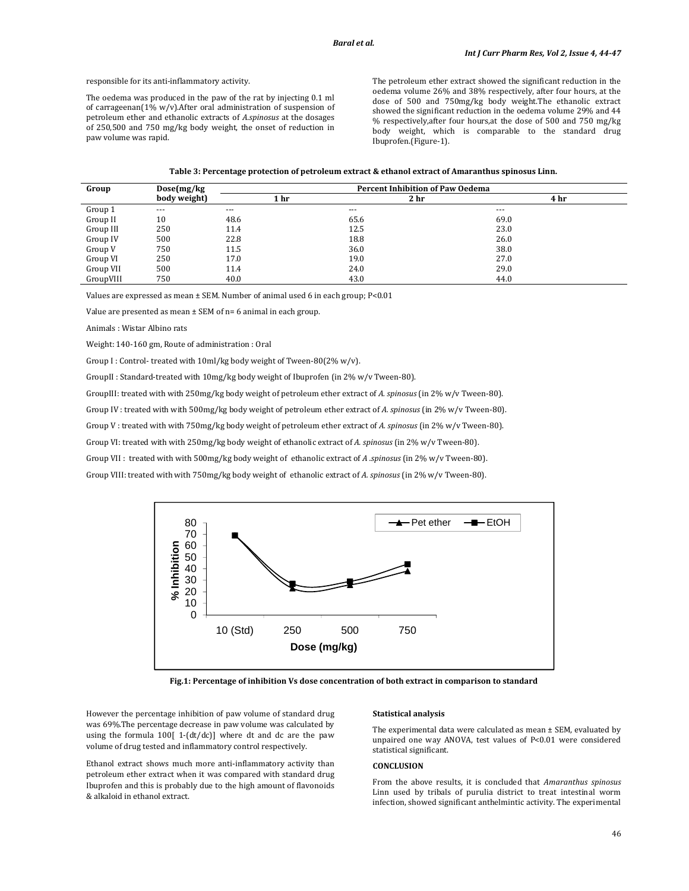responsible for its anti-inflammatory activity.

The oedema was produced in the paw of the rat by injecting 0.1 ml of carrageenan(1% w/v).After oral administration of suspension of petroleum ether and ethanolic extracts of *A.spinosus* at the dosages of 250,500 and 750 mg/kg body weight, the onset of reduction in paw volume was rapid.

The petroleum ether extract showed the significant reduction in the oedema volume 26% and 38% respectively, after four hours, at the dose of 500 and 750mg/kg body weight.The ethanolic extract showed the significant reduction in the oedema volume 29% and 44 % respectively,after four hours,at the dose of 500 and 750 mg/kg body weight, which is comparable to the standard drug Ibuprofen.(Figure-1).

**Table 3: Percentage protection of petroleum extract & ethanol extract of Amaranthus spinosus Linn.**

| Group | Dose(mg/kg body weight) | Percent Inhibition of Paw Oedema | | |
|---|---|---|---|---|
| | | 1 hr | 2 hr | 4 hr |
| Group 1 | --- | --- | --- | --- |
| Group II | 10 | 48.6 | 65.6 | 69.0 |
| Group III | 250 | 11.4 | 12.5 | 23.0 |
| Group IV | 500 | 22.8 | 18.8 | 26.0 |
| Group V | 750 | 11.5 | 36.0 | 38.0 |
| Group VI | 250 | 17.0 | 19.0 | 27.0 |
| Group VII | 500 | 11.4 | 24.0 | 29.0 |
| GroupVIII | 750 | 40.0 | 43.0 | 44.0 |

Values are expressed as mean ± SEM. Number of animal used 6 in each group; P<0.01

Value are presented as mean ± SEM of n= 6 animal in each group.

Animals : Wistar Albino rats

Weight: 140-160 gm, Route of administration : Oral

Group I : Control- treated with 10ml/kg body weight of Tween-80(2% w/v).

GroupII : Standard-treated with 10mg/kg body weight of Ibuprofen (in 2% w/v Tween-80).

GroupIII: treated with with 250mg/kg body weight of petroleum ether extract of *A. spinosus* (in 2% w/v Tween-80).

Group IV : treated with with 500mg/kg body weight of petroleum ether extract of *A. spinosus* (in 2% w/v Tween-80).

Group V : treated with with 750mg/kg body weight of petroleum ether extract of *A. spinosus* (in 2% w/v Tween-80).

Group VI: treated with with 250mg/kg body weight of ethanolic extract of *A. spinosus* (in 2% w/v Tween-80).

Group VII : treated with with 500mg/kg body weight of ethanolic extract of *A .spinosus* (in 2% w/v Tween-80).

Group VIII: treated with with 750mg/kg body weight of ethanolic extract of *A. spinosus* (in 2% w/v Tween-80).

**Fig.1: Percentage of inhibition Vs dose concentration of both extract in comparison to standard**

However the percentage inhibition of paw volume of standard drug was 69%.The percentage decrease in paw volume was calculated by using the formula 100[ 1-(dt/dc)] where dt and dc are the paw volume of drug tested and inflammatory control respectively.

Ethanol extract shows much more anti-inflammatory activity than petroleum ether extract when it was compared with standard drug Ibuprofen and this is probably due to the high amount of flavonoids & alkaloid in ethanol extract.

**Statistical analysis**

The experimental data were calculated as mean ± SEM, evaluated by unpaired one way ANOVA, test values of P<0.01 were considered statistical significant.

**CONCLUSION**

From the above results, it is concluded that *Amaranthus spinosus* Linn used by tribals of purulia district to treat intestinal worm infection, showed significant anthelmintic activity. The experimental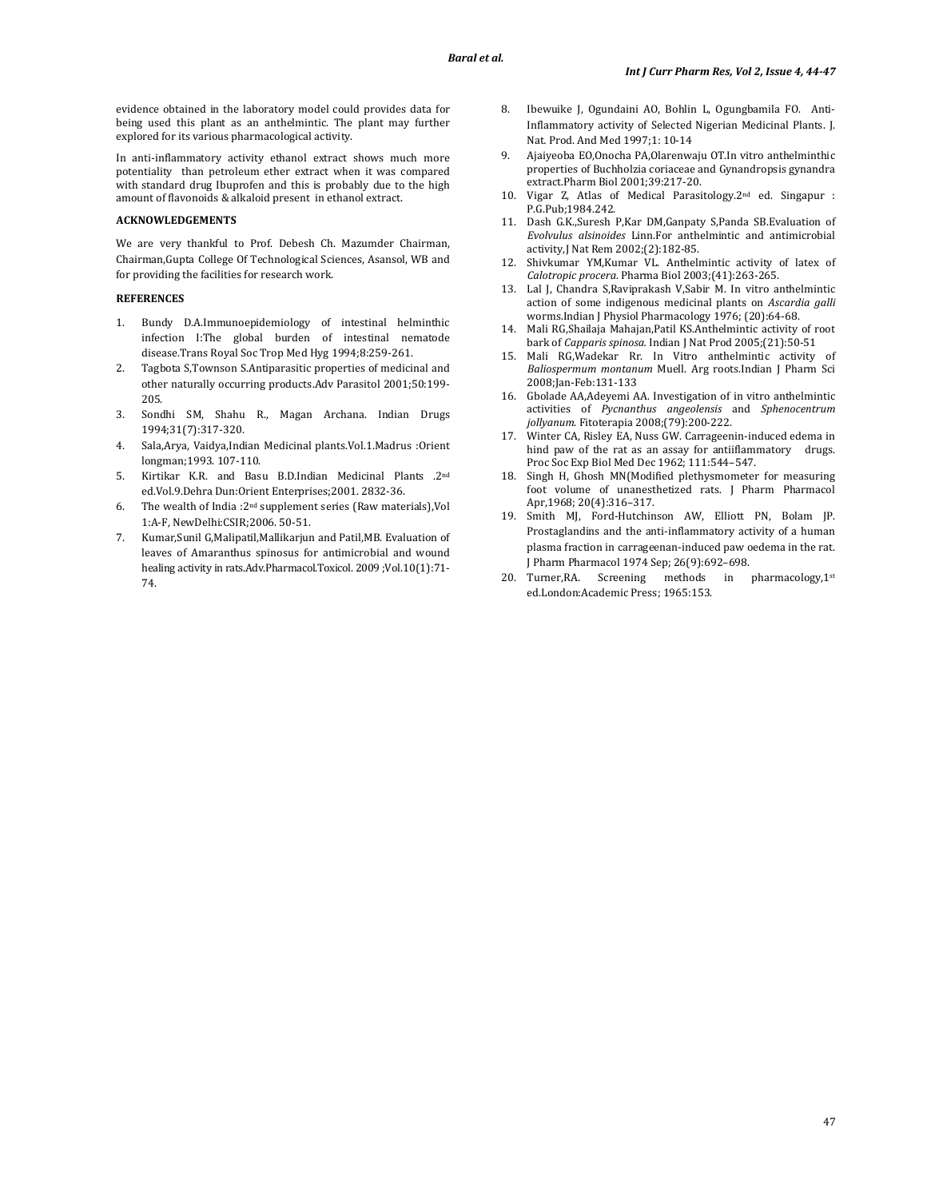evidence obtained in the laboratory model could provides data for being used this plant as an anthelmintic. The plant may further explored for its various pharmacological activity.

In anti-inflammatory activity ethanol extract shows much more potentiality than petroleum ether extract when it was compared with standard drug Ibuprofen and this is probably due to the high amount of flavonoids & alkaloid present in ethanol extract.

## ACKNOWLEDGEMENTS

We are very thankful to Prof. Debesh Ch. Mazumder Chairman, Chairman,Gupta College Of Technological Sciences, Asansol, WB and for providing the facilities for research work.

## REFERENCES

1. Bundy D.A.Immunoepidemiology of intestinal helminthic infection I:The global burden of intestinal nematode disease.Trans Royal Soc Trop Med Hyg 1994;8:259-261.
2. Tagbota S,Townson S.Antiparasitic properties of medicinal and other naturally occurring products.Adv Parasitol 2001;50:199-205.
3. Sondhi SM, Shahu R., Magan Archana. Indian Drugs 1994;31(7):317-320.
4. Sala,Arya, Vaidya,Indian Medicinal plants.Vol.1.Madrus :Orient longman;1993. 107-110.
5. Kirtikar K.R. and Basu B.D.Indian Medicinal Plants .2nd ed.Vol.9.Dehra Dun:Orient Enterprises;2001. 2832-36.
6. The wealth of India :2nd supplement series (Raw materials),Vol 1:A-F, NewDelhi:CSIR;2006. 50-51.
7. Kumar,Sunil G,Malipatil,Mallikarjun and Patil,MB. Evaluation of leaves of Amaranthus spinosus for antimicrobial and wound healing activity in rats.Adv.Pharmacol.Toxicol. 2009 ;Vol.10(1):71-74.
8. Ibewuike J, Ogundaini AO, Bohlin L, Ogungbamila FO. Anti-Inflammatory activity of Selected Nigerian Medicinal Plants. J. Nat. Prod. And Med 1997;1: 10-14
9. Ajaiyeoba EO,Onocha PA,Olarenwaju OT.In vitro anthelminthic properties of Buchholzia coriaceae and Gynandropsis gynandra extract.Pharm Biol 2001;39:217-20.
10. Vigar Z, Atlas of Medical Parasitology.2nd ed. Singapur : P.G.Pub;1984.242.
11. Dash G.K.,Suresh P,Kar DM,Ganpaty S,Panda SB.Evaluation of *Evolvulus alsinoides* Linn.For anthelmintic and antimicrobial activity,J Nat Rem 2002;(2):182-85.
12. Shivkumar YM,Kumar VL. Anthelmintic activity of latex of *Calotropic procera*. Pharma Biol 2003;(41):263-265.
13. Lal J, Chandra S,Raviprakash V,Sabir M. In vitro anthelmintic action of some indigenous medicinal plants on *Ascardia galli* worms.Indian J Physiol Pharmacology 1976; (20):64-68.
14. Mali RG,Shailaja Mahajan,Patil KS.Anthelmintic activity of root bark of *Capparis spinosa*. Indian J Nat Prod 2005;(21):50-51
15. Mali RG,Wadekar Rr. In Vitro anthelmintic activity of *Baliospermum montanum* Muell. Arg roots.Indian J Pharm Sci 2008;Jan-Feb:131-133
16. Gbolade AA,Adeyemi AA. Investigation of in vitro anthelmintic activities of *Pycnanthus angeolensis* and *Sphenocentrum jollyanum*. Fitoterapia 2008;(79):200-222.
17. Winter CA, Risley EA, Nuss GW. Carrageenin-induced edema in hind paw of the rat as an assay for antiiflammatory drugs. Proc Soc Exp Biol Med Dec 1962; 111:544–547.
18. Singh H, Ghosh MN(Modified plethysmometer for measuring foot volume of unanesthetized rats. J Pharm Pharmacol Apr,1968; 20(4):316–317.
19. Smith MJ, Ford-Hutchinson AW, Elliott PN, Bolam JP. Prostaglandins and the anti-inflammatory activity of a human plasma fraction in carrageenan-induced paw oedema in the rat. J Pharm Pharmacol 1974 Sep; 26(9):692–698.
20. Turner,RA. Screening methods in pharmacology,1st ed.London:Academic Press; 1965:153.